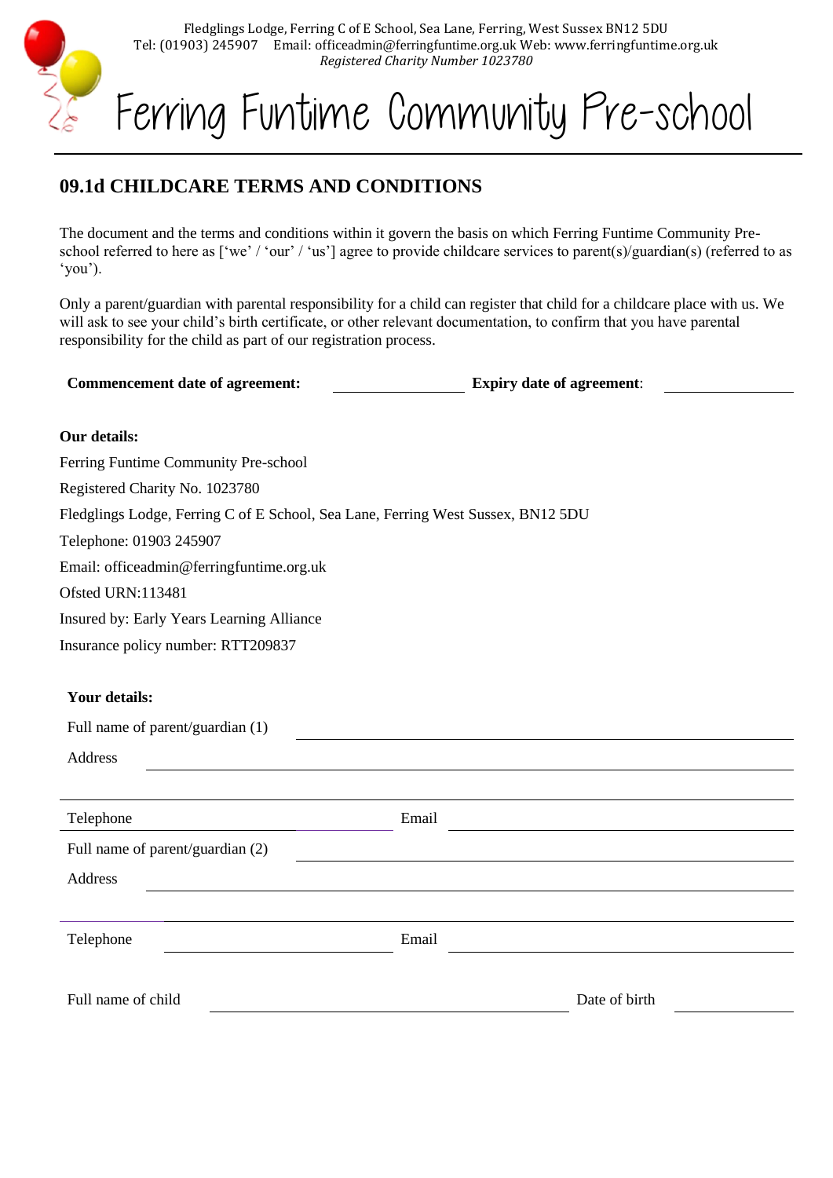Fledglings Lodge, Ferring C of E School, Sea Lane, Ferring, West Sussex BN12 5DU
Tel: (01903) 245907 Email: officeadmin@ferringfuntime.org.uk Web: www.ferringfuntime.org.uk
*Registered Charity Number 1023780*

# Ferring Funtime Community Pre-school

## 09.1d CHILDCARE TERMS AND CONDITIONS

The document and the terms and conditions within it govern the basis on which Ferring Funtime Community Pre-school referred to here as ['we' / 'our' / 'us'] agree to provide childcare services to parent(s)/guardian(s) (referred to as 'you').

Only a parent/guardian with parental responsibility for a child can register that child for a childcare place with us. We will ask to see your child's birth certificate, or other relevant documentation, to confirm that you have parental responsibility for the child as part of our registration process.

**Commencement date of agreement:** ________________ **Expiry date of agreement**: ________________

**Our details:**

Ferring Funtime Community Pre-school

Registered Charity No. 1023780

Fledglings Lodge, Ferring C of E School, Sea Lane, Ferring West Sussex, BN12 5DU

Telephone: 01903 245907

Email: officeadmin@ferringfuntime.org.uk

Ofsted URN:113481

Insured by: Early Years Learning Alliance

Insurance policy number: RTT209837

**Your details:**

Full name of parent/guardian (1) ________________________________

Address ________________________________

________________________________

Telephone ________________ Email ________________

Full name of parent/guardian (2) ________________________________

Address ________________________________

________________________________

Telephone ________________ Email ________________

Full name of child ________________________ Date of birth ____________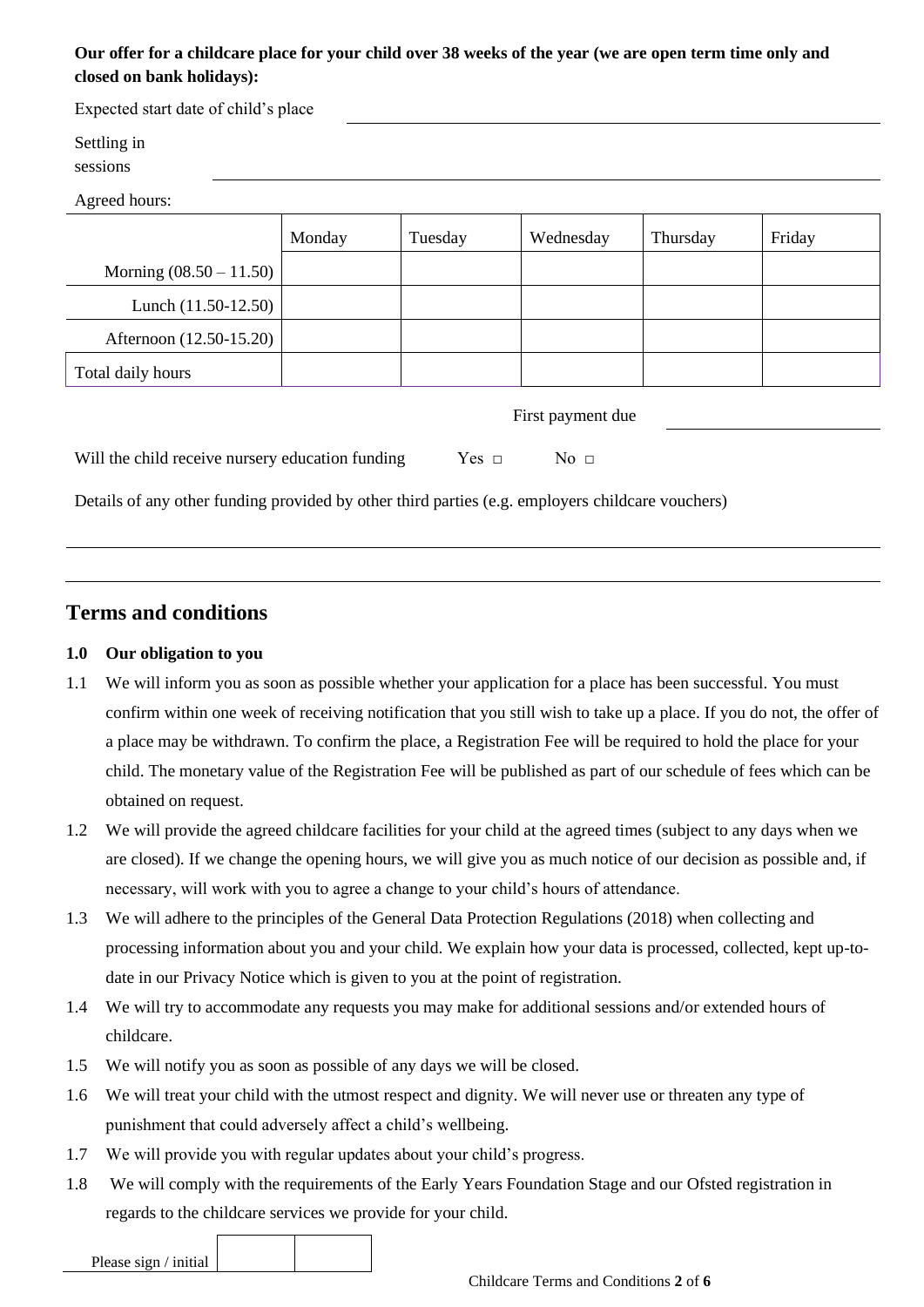**Our offer for a childcare place for your child over 38 weeks of the year (we are open term time only and closed on bank holidays):**

Expected start date of child's place ______________________________

Settling in sessions ______________________________

Agreed hours:

| | Monday | Tuesday | Wednesday | Thursday | Friday |
|---|---|---|---|---|---|
| Morning (08.50 – 11.50) | | | | | |
| Lunch (11.50-12.50) | | | | | |
| Afternoon (12.50-15.20) | | | | | |
| Total daily hours | | | | | |

First payment due ______________________

Will the child receive nursery education funding Yes □ No □

Details of any other funding provided by other third parties (e.g. employers childcare vouchers)

______________________________

______________________________

## Terms and conditions

### 1.0 Our obligation to you

1.1 We will inform you as soon as possible whether your application for a place has been successful. You must confirm within one week of receiving notification that you still wish to take up a place. If you do not, the offer of a place may be withdrawn. To confirm the place, a Registration Fee will be required to hold the place for your child. The monetary value of the Registration Fee will be published as part of our schedule of fees which can be obtained on request.

1.2 We will provide the agreed childcare facilities for your child at the agreed times (subject to any days when we are closed). If we change the opening hours, we will give you as much notice of our decision as possible and, if necessary, will work with you to agree a change to your child's hours of attendance.

1.3 We will adhere to the principles of the General Data Protection Regulations (2018) when collecting and processing information about you and your child. We explain how your data is processed, collected, kept up-to-date in our Privacy Notice which is given to you at the point of registration.

1.4 We will try to accommodate any requests you may make for additional sessions and/or extended hours of childcare.

1.5 We will notify you as soon as possible of any days we will be closed.

1.6 We will treat your child with the utmost respect and dignity. We will never use or threaten any type of punishment that could adversely affect a child's wellbeing.

1.7 We will provide you with regular updates about your child's progress.

1.8 We will comply with the requirements of the Early Years Foundation Stage and our Ofsted registration in regards to the childcare services we provide for your child.

Please sign / initial | | |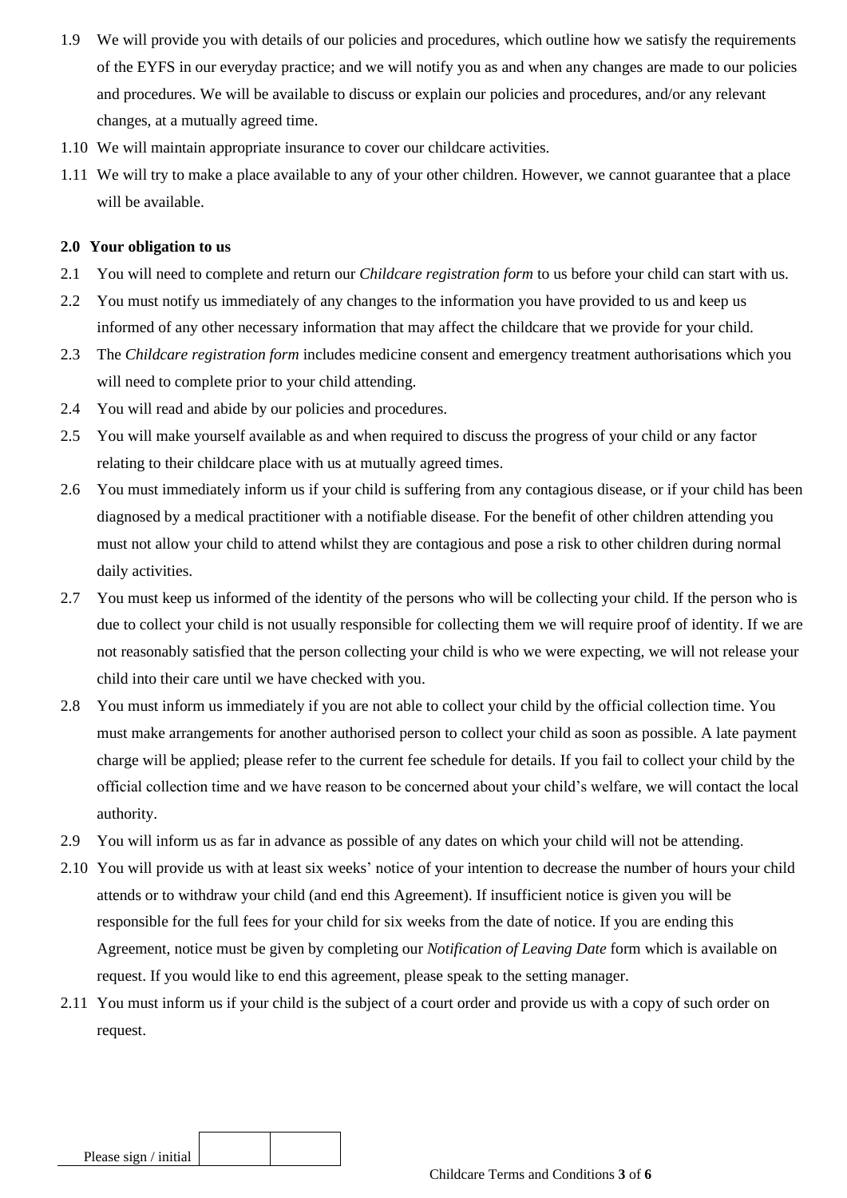1.9 We will provide you with details of our policies and procedures, which outline how we satisfy the requirements of the EYFS in our everyday practice; and we will notify you as and when any changes are made to our policies and procedures. We will be available to discuss or explain our policies and procedures, and/or any relevant changes, at a mutually agreed time.

1.10 We will maintain appropriate insurance to cover our childcare activities.

1.11 We will try to make a place available to any of your other children. However, we cannot guarantee that a place will be available.

**2.0 Your obligation to us**

2.1 You will need to complete and return our *Childcare registration form* to us before your child can start with us.

2.2 You must notify us immediately of any changes to the information you have provided to us and keep us informed of any other necessary information that may affect the childcare that we provide for your child.

2.3 The *Childcare registration form* includes medicine consent and emergency treatment authorisations which you will need to complete prior to your child attending.

2.4 You will read and abide by our policies and procedures.

2.5 You will make yourself available as and when required to discuss the progress of your child or any factor relating to their childcare place with us at mutually agreed times.

2.6 You must immediately inform us if your child is suffering from any contagious disease, or if your child has been diagnosed by a medical practitioner with a notifiable disease. For the benefit of other children attending you must not allow your child to attend whilst they are contagious and pose a risk to other children during normal daily activities.

2.7 You must keep us informed of the identity of the persons who will be collecting your child. If the person who is due to collect your child is not usually responsible for collecting them we will require proof of identity. If we are not reasonably satisfied that the person collecting your child is who we were expecting, we will not release your child into their care until we have checked with you.

2.8 You must inform us immediately if you are not able to collect your child by the official collection time. You must make arrangements for another authorised person to collect your child as soon as possible. A late payment charge will be applied; please refer to the current fee schedule for details. If you fail to collect your child by the official collection time and we have reason to be concerned about your child's welfare, we will contact the local authority.

2.9 You will inform us as far in advance as possible of any dates on which your child will not be attending.

2.10 You will provide us with at least six weeks' notice of your intention to decrease the number of hours your child attends or to withdraw your child (and end this Agreement). If insufficient notice is given you will be responsible for the full fees for your child for six weeks from the date of notice. If you are ending this Agreement, notice must be given by completing our *Notification of Leaving Date* form which is available on request. If you would like to end this agreement, please speak to the setting manager.

2.11 You must inform us if your child is the subject of a court order and provide us with a copy of such order on request.

Please sign / initial | | |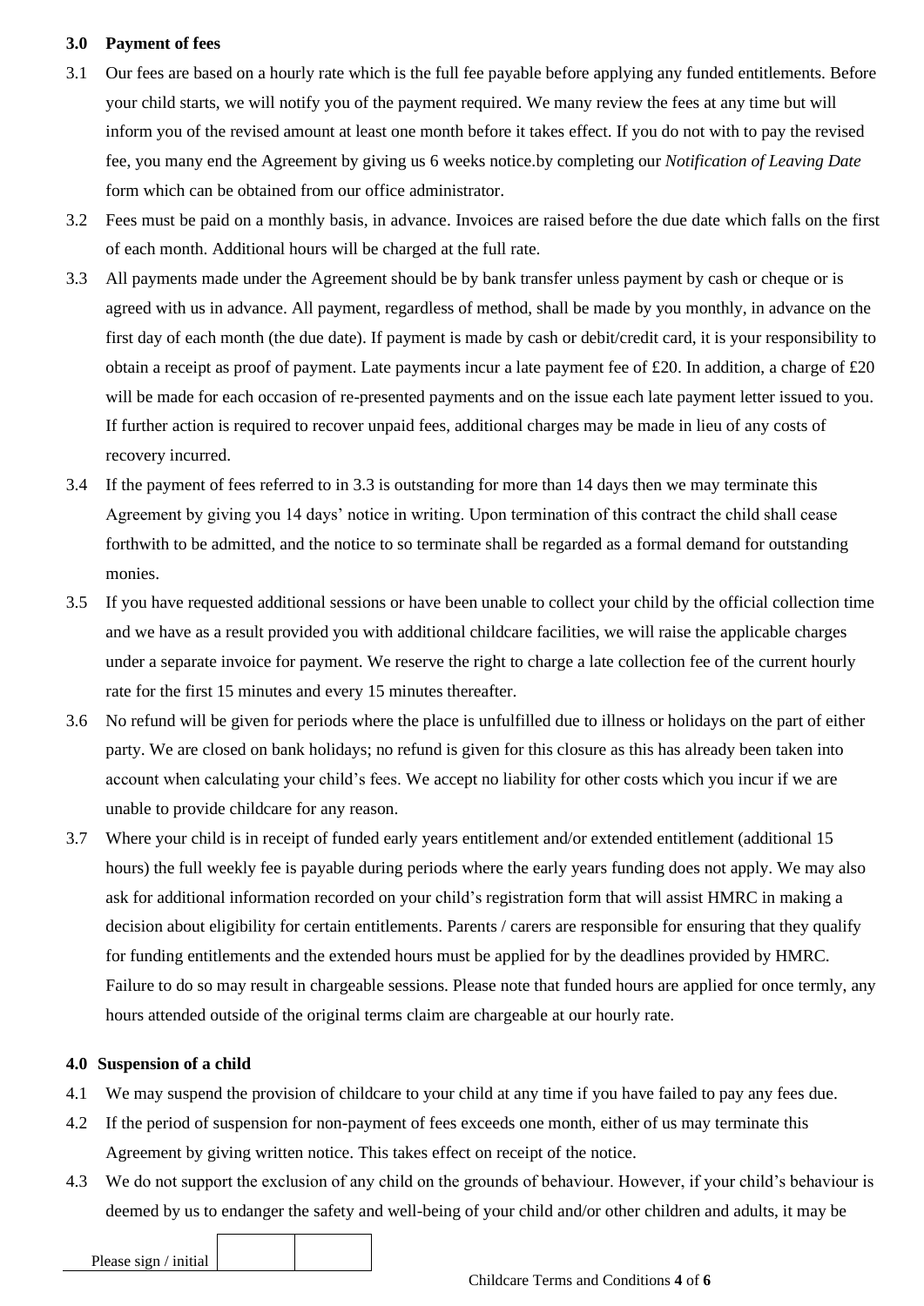## 3.0 Payment of fees

3.1 Our fees are based on a hourly rate which is the full fee payable before applying any funded entitlements. Before your child starts, we will notify you of the payment required. We many review the fees at any time but will inform you of the revised amount at least one month before it takes effect. If you do not with to pay the revised fee, you many end the Agreement by giving us 6 weeks notice.by completing our *Notification of Leaving Date* form which can be obtained from our office administrator.

3.2 Fees must be paid on a monthly basis, in advance. Invoices are raised before the due date which falls on the first of each month. Additional hours will be charged at the full rate.

3.3 All payments made under the Agreement should be by bank transfer unless payment by cash or cheque or is agreed with us in advance. All payment, regardless of method, shall be made by you monthly, in advance on the first day of each month (the due date). If payment is made by cash or debit/credit card, it is your responsibility to obtain a receipt as proof of payment. Late payments incur a late payment fee of £20. In addition, a charge of £20 will be made for each occasion of re-presented payments and on the issue each late payment letter issued to you. If further action is required to recover unpaid fees, additional charges may be made in lieu of any costs of recovery incurred.

3.4 If the payment of fees referred to in 3.3 is outstanding for more than 14 days then we may terminate this Agreement by giving you 14 days' notice in writing. Upon termination of this contract the child shall cease forthwith to be admitted, and the notice to so terminate shall be regarded as a formal demand for outstanding monies.

3.5 If you have requested additional sessions or have been unable to collect your child by the official collection time and we have as a result provided you with additional childcare facilities, we will raise the applicable charges under a separate invoice for payment. We reserve the right to charge a late collection fee of the current hourly rate for the first 15 minutes and every 15 minutes thereafter.

3.6 No refund will be given for periods where the place is unfulfilled due to illness or holidays on the part of either party. We are closed on bank holidays; no refund is given for this closure as this has already been taken into account when calculating your child's fees. We accept no liability for other costs which you incur if we are unable to provide childcare for any reason.

3.7 Where your child is in receipt of funded early years entitlement and/or extended entitlement (additional 15 hours) the full weekly fee is payable during periods where the early years funding does not apply. We may also ask for additional information recorded on your child's registration form that will assist HMRC in making a decision about eligibility for certain entitlements. Parents / carers are responsible for ensuring that they qualify for funding entitlements and the extended hours must be applied for by the deadlines provided by HMRC. Failure to do so may result in chargeable sessions. Please note that funded hours are applied for once termly, any hours attended outside of the original terms claim are chargeable at our hourly rate.

## 4.0 Suspension of a child

4.1 We may suspend the provision of childcare to your child at any time if you have failed to pay any fees due.

4.2 If the period of suspension for non-payment of fees exceeds one month, either of us may terminate this Agreement by giving written notice. This takes effect on receipt of the notice.

4.3 We do not support the exclusion of any child on the grounds of behaviour. However, if your child's behaviour is deemed by us to endanger the safety and well-being of your child and/or other children and adults, it may be

Please sign / initial

| | |
|---|---|
| | |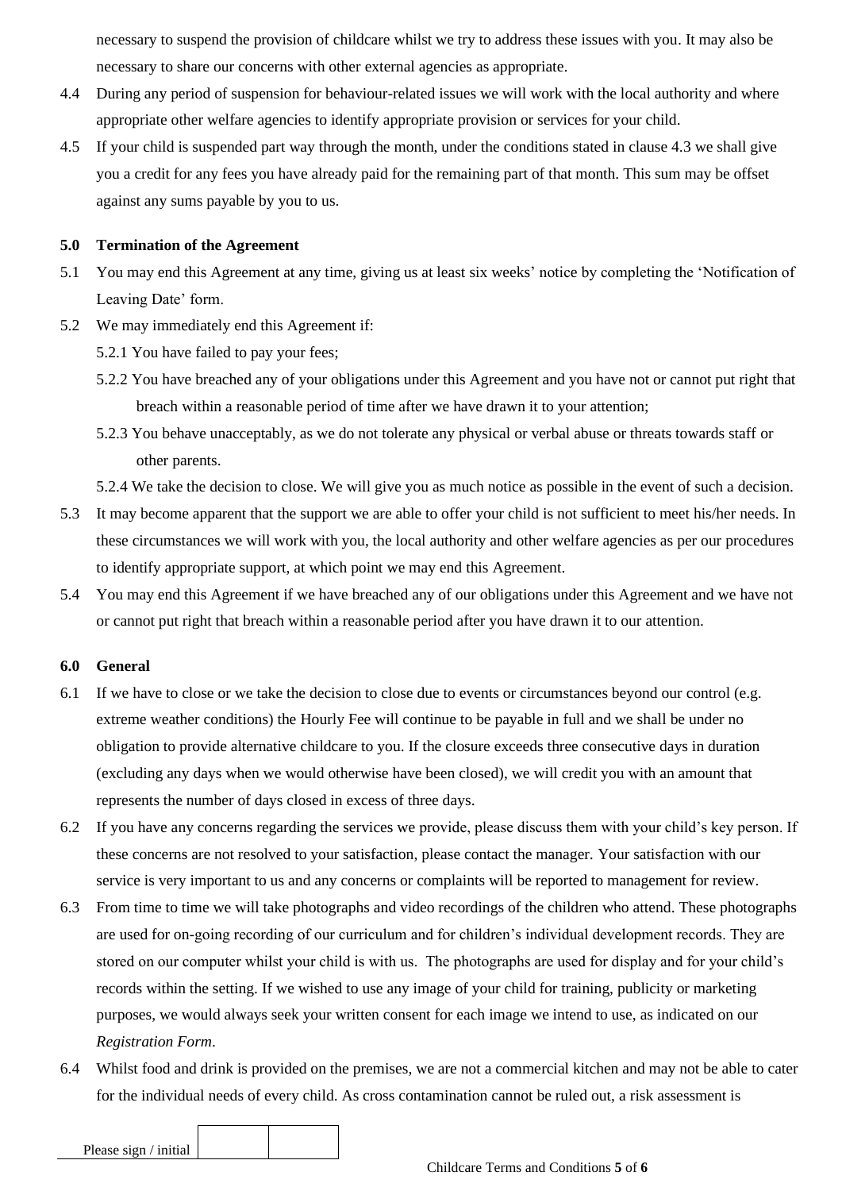necessary to suspend the provision of childcare whilst we try to address these issues with you. It may also be necessary to share our concerns with other external agencies as appropriate.

4.4 During any period of suspension for behaviour-related issues we will work with the local authority and where appropriate other welfare agencies to identify appropriate provision or services for your child.

4.5 If your child is suspended part way through the month, under the conditions stated in clause 4.3 we shall give you a credit for any fees you have already paid for the remaining part of that month. This sum may be offset against any sums payable by you to us.

**5.0 Termination of the Agreement**

5.1 You may end this Agreement at any time, giving us at least six weeks' notice by completing the 'Notification of Leaving Date' form.

5.2 We may immediately end this Agreement if:

5.2.1 You have failed to pay your fees;

5.2.2 You have breached any of your obligations under this Agreement and you have not or cannot put right that breach within a reasonable period of time after we have drawn it to your attention;

5.2.3 You behave unacceptably, as we do not tolerate any physical or verbal abuse or threats towards staff or other parents.

5.2.4 We take the decision to close. We will give you as much notice as possible in the event of such a decision.

5.3 It may become apparent that the support we are able to offer your child is not sufficient to meet his/her needs. In these circumstances we will work with you, the local authority and other welfare agencies as per our procedures to identify appropriate support, at which point we may end this Agreement.

5.4 You may end this Agreement if we have breached any of our obligations under this Agreement and we have not or cannot put right that breach within a reasonable period after you have drawn it to our attention.

**6.0 General**

6.1 If we have to close or we take the decision to close due to events or circumstances beyond our control (e.g. extreme weather conditions) the Hourly Fee will continue to be payable in full and we shall be under no obligation to provide alternative childcare to you. If the closure exceeds three consecutive days in duration (excluding any days when we would otherwise have been closed), we will credit you with an amount that represents the number of days closed in excess of three days.

6.2 If you have any concerns regarding the services we provide, please discuss them with your child's key person. If these concerns are not resolved to your satisfaction, please contact the manager. Your satisfaction with our service is very important to us and any concerns or complaints will be reported to management for review.

6.3 From time to time we will take photographs and video recordings of the children who attend. These photographs are used for on-going recording of our curriculum and for children's individual development records. They are stored on our computer whilst your child is with us. The photographs are used for display and for your child's records within the setting. If we wished to use any image of your child for training, publicity or marketing purposes, we would always seek your written consent for each image we intend to use, as indicated on our *Registration Form*.

6.4 Whilst food and drink is provided on the premises, we are not a commercial kitchen and may not be able to cater for the individual needs of every child. As cross contamination cannot be ruled out, a risk assessment is

Please sign / initial | | |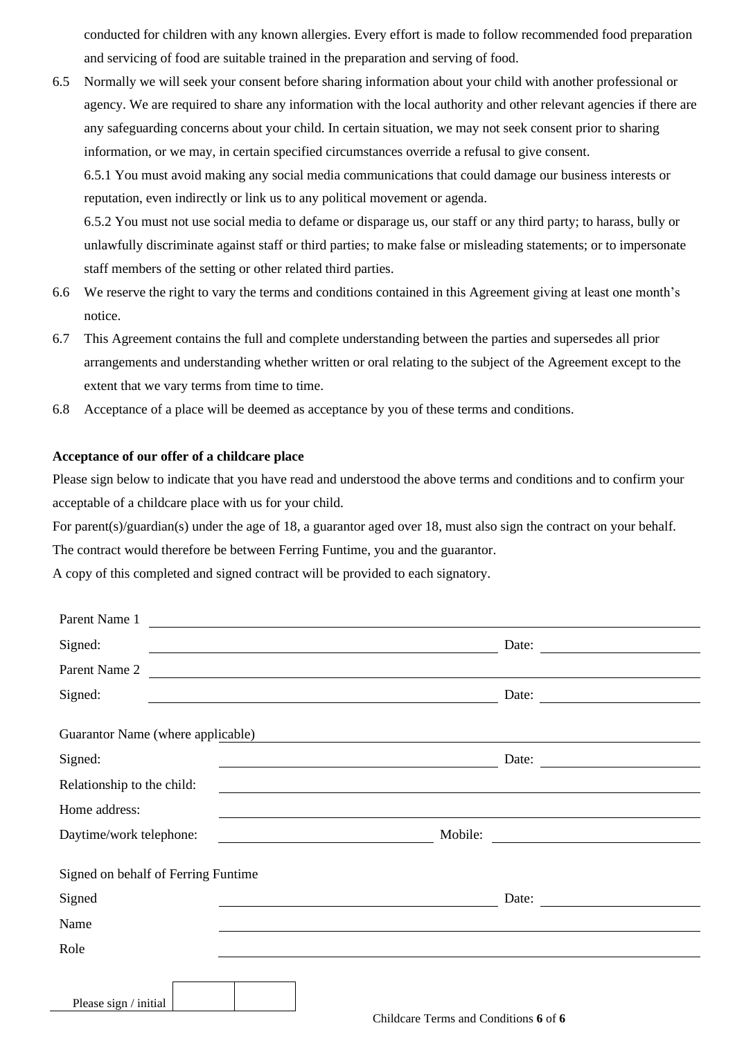conducted for children with any known allergies. Every effort is made to follow recommended food preparation and servicing of food are suitable trained in the preparation and serving of food.

6.5 Normally we will seek your consent before sharing information about your child with another professional or agency. We are required to share any information with the local authority and other relevant agencies if there are any safeguarding concerns about your child. In certain situation, we may not seek consent prior to sharing information, or we may, in certain specified circumstances override a refusal to give consent.

6.5.1 You must avoid making any social media communications that could damage our business interests or reputation, even indirectly or link us to any political movement or agenda.

6.5.2 You must not use social media to defame or disparage us, our staff or any third party; to harass, bully or unlawfully discriminate against staff or third parties; to make false or misleading statements; or to impersonate staff members of the setting or other related third parties.

6.6 We reserve the right to vary the terms and conditions contained in this Agreement giving at least one month's notice.

6.7 This Agreement contains the full and complete understanding between the parties and supersedes all prior arrangements and understanding whether written or oral relating to the subject of the Agreement except to the extent that we vary terms from time to time.

6.8 Acceptance of a place will be deemed as acceptance by you of these terms and conditions.

**Acceptance of our offer of a childcare place**

Please sign below to indicate that you have read and understood the above terms and conditions and to confirm your acceptable of a childcare place with us for your child.

For parent(s)/guardian(s) under the age of 18, a guarantor aged over 18, must also sign the contract on your behalf.

The contract would therefore be between Ferring Funtime, you and the guarantor.

A copy of this completed and signed contract will be provided to each signatory.

Parent Name 1 ____________________________________________

Signed: ______________________________ Date: ______________

Parent Name 2 ____________________________________________

Signed: ______________________________ Date: ______________

Guarantor Name (where applicable) ______________________________

Signed: ______________________________ Date: ______________

Relationship to the child: ______________________________

Home address: ______________________________

Daytime/work telephone: ______________ Mobile: ______________

Signed on behalf of Ferring Funtime

Signed ______________________________ Date: ______________

Name ______________________________

Role ______________________________

Please sign / initial | | |